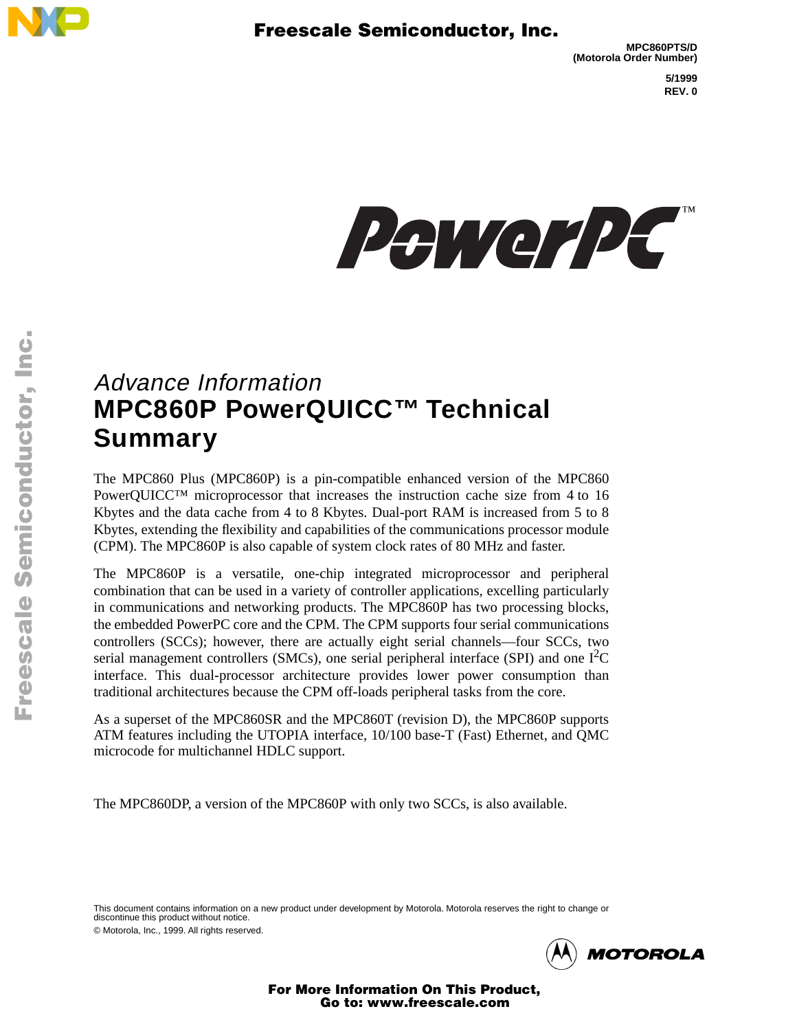MPC860PTS/D
(Motorola Order Number)

5/1999
REV. 0

*Advance Information*

# MPC860P PowerQUICC™ Technical Summary

The MPC860 Plus (MPC860P) is a pin-compatible enhanced version of the MPC860 PowerQUICC™ microprocessor that increases the instruction cache size from 4 to 16 Kbytes and the data cache from 4 to 8 Kbytes. Dual-port RAM is increased from 5 to 8 Kbytes, extending the flexibility and capabilities of the communications processor module (CPM). The MPC860P is also capable of system clock rates of 80 MHz and faster.

The MPC860P is a versatile, one-chip integrated microprocessor and peripheral combination that can be used in a variety of controller applications, excelling particularly in communications and networking products. The MPC860P has two processing blocks, the embedded PowerPC core and the CPM. The CPM supports four serial communications controllers (SCCs); however, there are actually eight serial channels—four SCCs, two serial management controllers (SMCs), one serial peripheral interface (SPI) and one $I^2C$ interface. This dual-processor architecture provides lower power consumption than traditional architectures because the CPM off-loads peripheral tasks from the core.

As a superset of the MPC860SR and the MPC860T (revision D), the MPC860P supports ATM features including the UTOPIA interface, 10/100 base-T (Fast) Ethernet, and QMC microcode for multichannel HDLC support.

The MPC860DP, a version of the MPC860P with only two SCCs, is also available.

This document contains information on a new product under development by Motorola. Motorola reserves the right to change or discontinue this product without notice.

© Motorola, Inc., 1999. All rights reserved.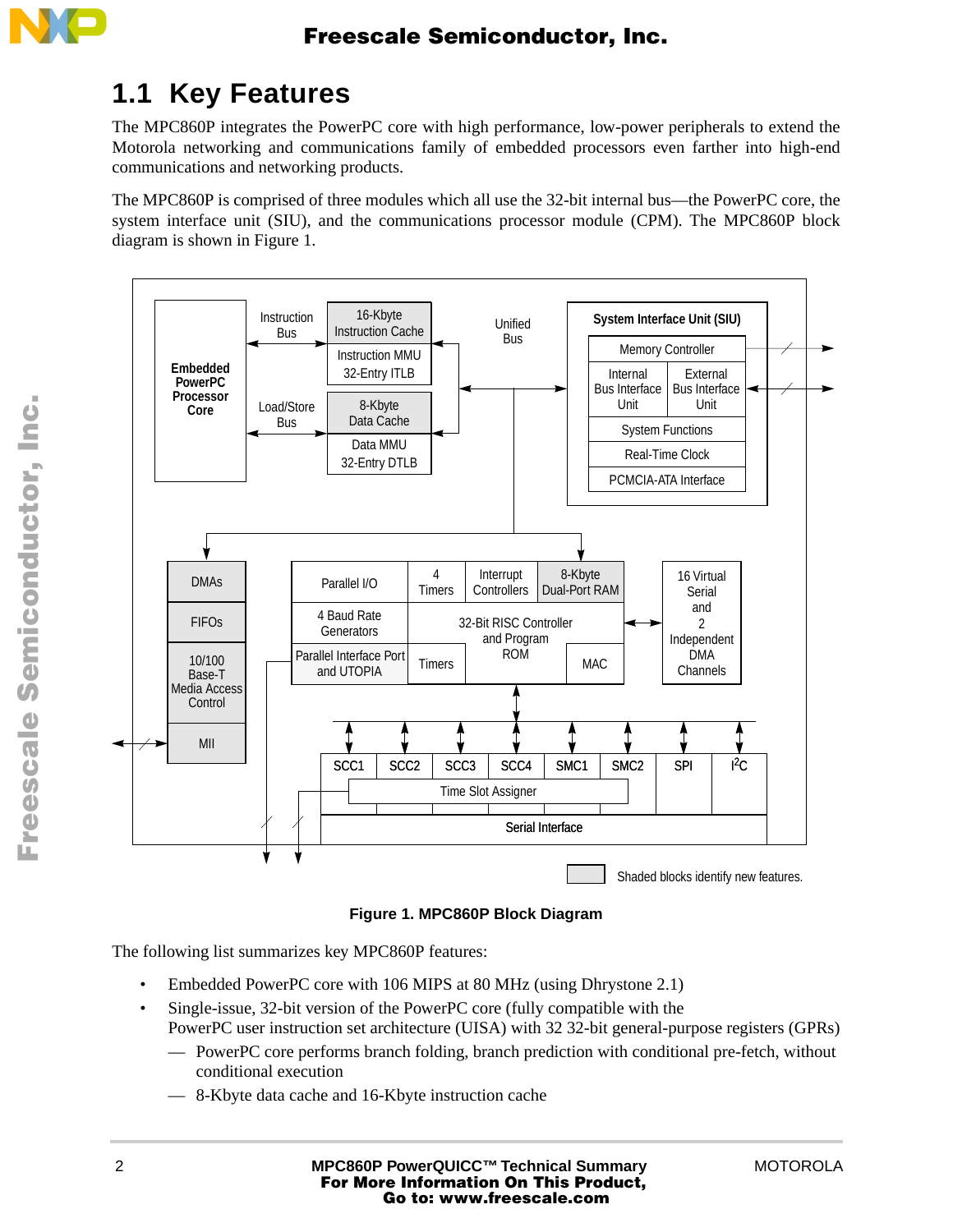## 1.1 Key Features

The MPC860P integrates the PowerPC core with high performance, low-power peripherals to extend the Motorola networking and communications family of embedded processors even farther into high-end communications and networking products.

The MPC860P is comprised of three modules which all use the 32-bit internal bus—the PowerPC core, the system interface unit (SIU), and the communications processor module (CPM). The MPC860P block diagram is shown in Figure 1.

Figure 1. MPC860P Block Diagram

The following list summarizes key MPC860P features:

- Embedded PowerPC core with 106 MIPS at 80 MHz (using Dhrystone 2.1)
- Single-issue, 32-bit version of the PowerPC core (fully compatible with the PowerPC user instruction set architecture (UISA) with 32 32-bit general-purpose registers (GPRs)
  - — PowerPC core performs branch folding, branch prediction with conditional pre-fetch, without conditional execution
  - — 8-Kbyte data cache and 16-Kbyte instruction cache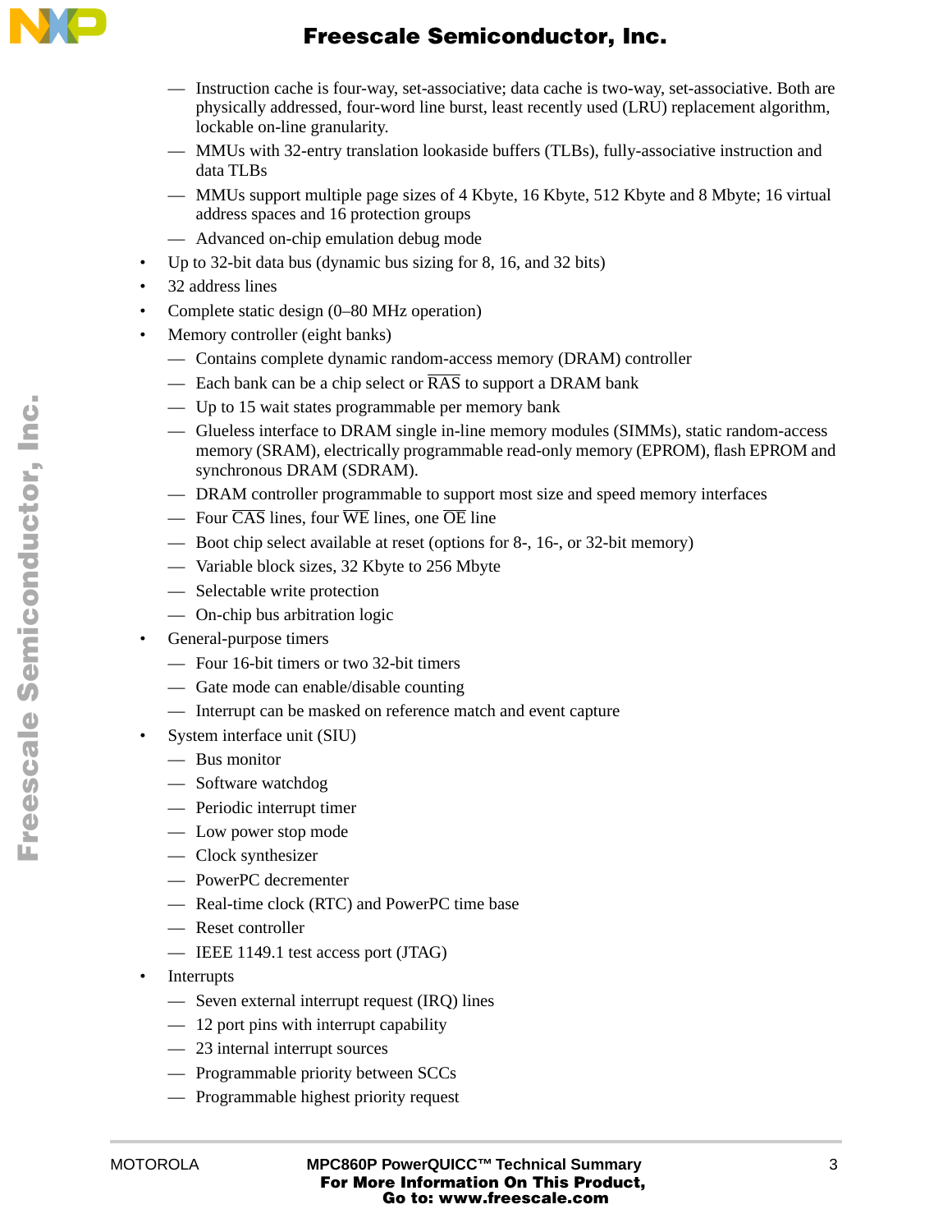- Instruction cache is four-way, set-associative; data cache is two-way, set-associative. Both are physically addressed, four-word line burst, least recently used (LRU) replacement algorithm, lockable on-line granularity.
  - MMUs with 32-entry translation lookaside buffers (TLBs), fully-associative instruction and data TLBs
  - MMUs support multiple page sizes of 4 Kbyte, 16 Kbyte, 512 Kbyte and 8 Mbyte; 16 virtual address spaces and 16 protection groups
  - Advanced on-chip emulation debug mode
- Up to 32-bit data bus (dynamic bus sizing for 8, 16, and 32 bits)
- 32 address lines
- Complete static design (0–80 MHz operation)
- Memory controller (eight banks)
  - Contains complete dynamic random-access memory (DRAM) controller
  - Each bank can be a chip select or $\overline{\text{RAS}}$ to support a DRAM bank
  - Up to 15 wait states programmable per memory bank
  - Glueless interface to DRAM single in-line memory modules (SIMMs), static random-access memory (SRAM), electrically programmable read-only memory (EPROM), flash EPROM and synchronous DRAM (SDRAM).
  - DRAM controller programmable to support most size and speed memory interfaces
  - Four $\overline{\text{CAS}}$ lines, four $\overline{\text{WE}}$ lines, one $\overline{\text{OE}}$ line
  - Boot chip select available at reset (options for 8-, 16-, or 32-bit memory)
  - Variable block sizes, 32 Kbyte to 256 Mbyte
  - Selectable write protection
  - On-chip bus arbitration logic
- General-purpose timers
  - Four 16-bit timers or two 32-bit timers
  - Gate mode can enable/disable counting
  - Interrupt can be masked on reference match and event capture
- System interface unit (SIU)
  - Bus monitor
  - Software watchdog
  - Periodic interrupt timer
  - Low power stop mode
  - Clock synthesizer
  - PowerPC decrementer
  - Real-time clock (RTC) and PowerPC time base
  - Reset controller
  - IEEE 1149.1 test access port (JTAG)
- Interrupts
  - Seven external interrupt request (IRQ) lines
  - 12 port pins with interrupt capability
  - 23 internal interrupt sources
  - Programmable priority between SCCs
  - Programmable highest priority request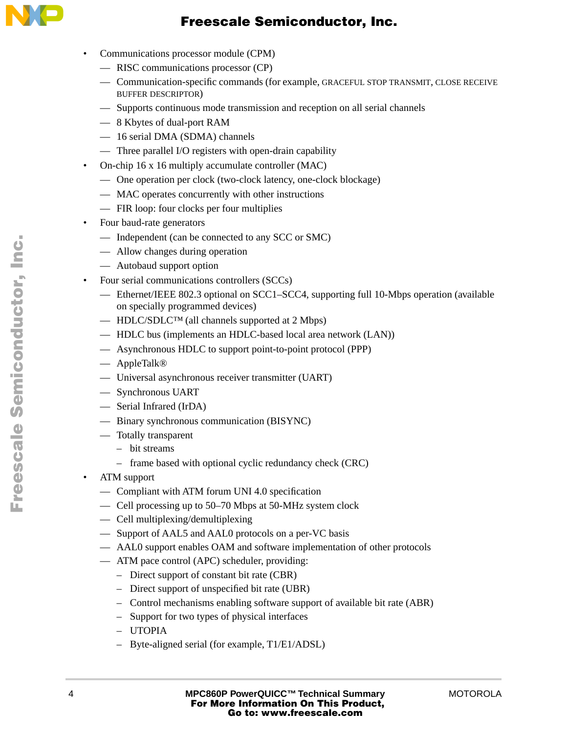- Communications processor module (CPM)
  - RISC communications processor (CP)
  - Communication-specific commands (for example, GRACEFUL STOP TRANSMIT, CLOSE RECEIVE BUFFER DESCRIPTOR)
  - Supports continuous mode transmission and reception on all serial channels
  - 8 Kbytes of dual-port RAM
  - 16 serial DMA (SDMA) channels
  - Three parallel I/O registers with open-drain capability
- On-chip 16 x 16 multiply accumulate controller (MAC)
  - One operation per clock (two-clock latency, one-clock blockage)
  - MAC operates concurrently with other instructions
  - FIR loop: four clocks per four multiplies
- Four baud-rate generators
  - Independent (can be connected to any SCC or SMC)
  - Allow changes during operation
  - Autobaud support option
- Four serial communications controllers (SCCs)
  - Ethernet/IEEE 802.3 optional on SCC1–SCC4, supporting full 10-Mbps operation (available on specially programmed devices)
  - HDLC/SDLC™ (all channels supported at 2 Mbps)
  - HDLC bus (implements an HDLC-based local area network (LAN))
  - Asynchronous HDLC to support point-to-point protocol (PPP)
  - AppleTalk®
  - Universal asynchronous receiver transmitter (UART)
  - Synchronous UART
  - Serial Infrared (IrDA)
  - Binary synchronous communication (BISYNC)
  - Totally transparent
    - bit streams
    - frame based with optional cyclic redundancy check (CRC)
- ATM support
  - Compliant with ATM forum UNI 4.0 specification
  - Cell processing up to 50–70 Mbps at 50-MHz system clock
  - Cell multiplexing/demultiplexing
  - Support of AAL5 and AAL0 protocols on a per-VC basis
  - AAL0 support enables OAM and software implementation of other protocols
  - ATM pace control (APC) scheduler, providing:
    - Direct support of constant bit rate (CBR)
    - Direct support of unspecified bit rate (UBR)
    - Control mechanisms enabling software support of available bit rate (ABR)
    - Support for two types of physical interfaces
    - UTOPIA
    - Byte-aligned serial (for example, T1/E1/ADSL)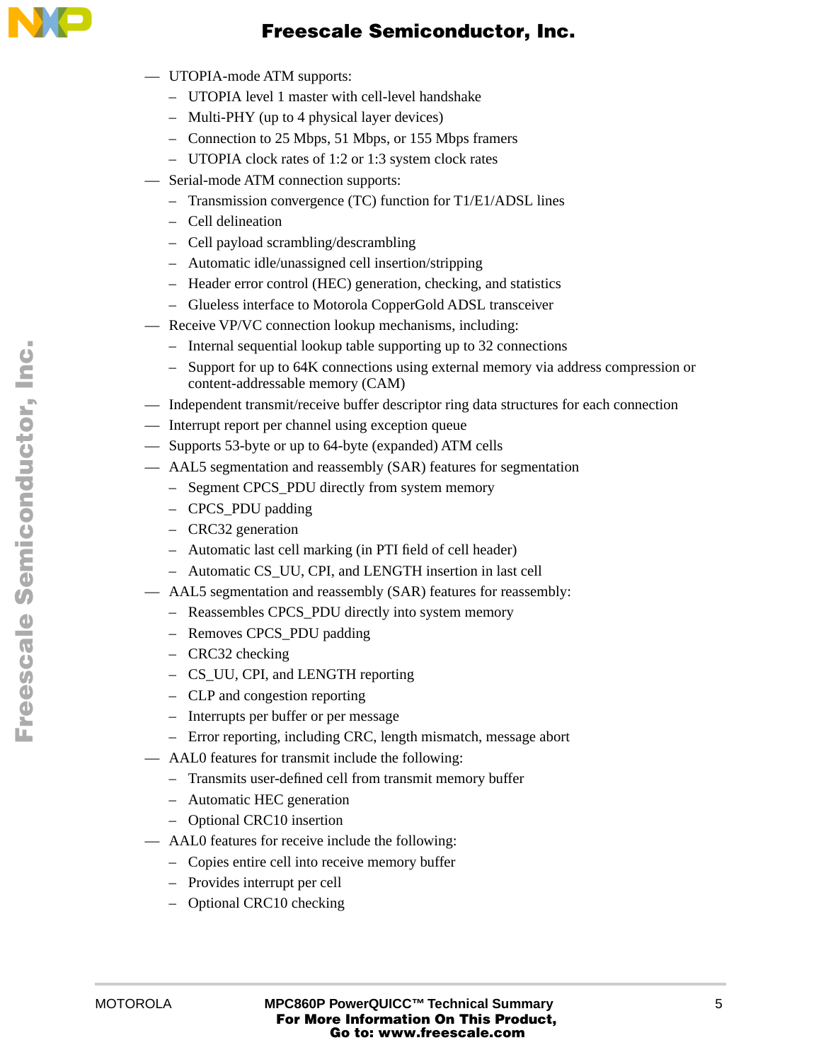- UTOPIA-mode ATM supports:
  - UTOPIA level 1 master with cell-level handshake
  - Multi-PHY (up to 4 physical layer devices)
  - Connection to 25 Mbps, 51 Mbps, or 155 Mbps framers
  - UTOPIA clock rates of 1:2 or 1:3 system clock rates
- Serial-mode ATM connection supports:
  - Transmission convergence (TC) function for T1/E1/ADSL lines
  - Cell delineation
  - Cell payload scrambling/descrambling
  - Automatic idle/unassigned cell insertion/stripping
  - Header error control (HEC) generation, checking, and statistics
  - Glueless interface to Motorola CopperGold ADSL transceiver
- Receive VP/VC connection lookup mechanisms, including:
  - Internal sequential lookup table supporting up to 32 connections
  - Support for up to 64K connections using external memory via address compression or content-addressable memory (CAM)
- Independent transmit/receive buffer descriptor ring data structures for each connection
- Interrupt report per channel using exception queue
- Supports 53-byte or up to 64-byte (expanded) ATM cells
- AAL5 segmentation and reassembly (SAR) features for segmentation
  - Segment CPCS_PDU directly from system memory
  - CPCS_PDU padding
  - CRC32 generation
  - Automatic last cell marking (in PTI field of cell header)
  - Automatic CS_UU, CPI, and LENGTH insertion in last cell
- AAL5 segmentation and reassembly (SAR) features for reassembly:
  - Reassembles CPCS_PDU directly into system memory
  - Removes CPCS_PDU padding
  - CRC32 checking
  - CS_UU, CPI, and LENGTH reporting
  - CLP and congestion reporting
  - Interrupts per buffer or per message
  - Error reporting, including CRC, length mismatch, message abort
- AAL0 features for transmit include the following:
  - Transmits user-defined cell from transmit memory buffer
  - Automatic HEC generation
  - Optional CRC10 insertion
- AAL0 features for receive include the following:
  - Copies entire cell into receive memory buffer
  - Provides interrupt per cell
  - Optional CRC10 checking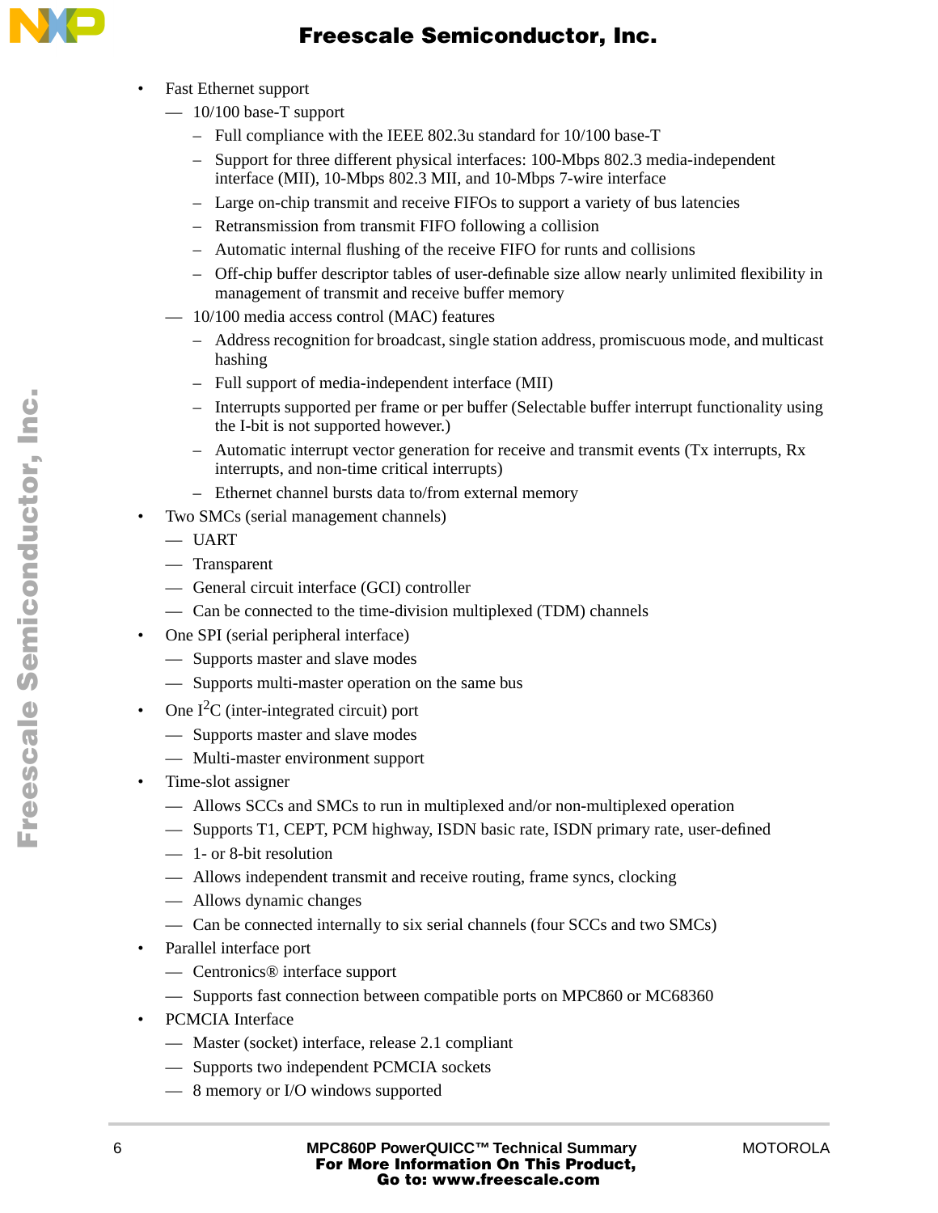- Fast Ethernet support
  - 10/100 base-T support
    - Full compliance with the IEEE 802.3u standard for 10/100 base-T
    - Support for three different physical interfaces: 100-Mbps 802.3 media-independent interface (MII), 10-Mbps 802.3 MII, and 10-Mbps 7-wire interface
    - Large on-chip transmit and receive FIFOs to support a variety of bus latencies
    - Retransmission from transmit FIFO following a collision
    - Automatic internal flushing of the receive FIFO for runts and collisions
    - Off-chip buffer descriptor tables of user-definable size allow nearly unlimited flexibility in management of transmit and receive buffer memory
  - 10/100 media access control (MAC) features
    - Address recognition for broadcast, single station address, promiscuous mode, and multicast hashing
    - Full support of media-independent interface (MII)
    - Interrupts supported per frame or per buffer (Selectable buffer interrupt functionality using the I-bit is not supported however.)
    - Automatic interrupt vector generation for receive and transmit events (Tx interrupts, Rx interrupts, and non-time critical interrupts)
    - Ethernet channel bursts data to/from external memory
- Two SMCs (serial management channels)
  - UART
  - Transparent
  - General circuit interface (GCI) controller
  - Can be connected to the time-division multiplexed (TDM) channels
- One SPI (serial peripheral interface)
  - Supports master and slave modes
  - Supports multi-master operation on the same bus
- One $I^2C$ (inter-integrated circuit) port
  - Supports master and slave modes
  - Multi-master environment support
- Time-slot assigner
  - Allows SCCs and SMCs to run in multiplexed and/or non-multiplexed operation
  - Supports T1, CEPT, PCM highway, ISDN basic rate, ISDN primary rate, user-defined
  - 1- or 8-bit resolution
  - Allows independent transmit and receive routing, frame syncs, clocking
  - Allows dynamic changes
  - Can be connected internally to six serial channels (four SCCs and two SMCs)
- Parallel interface port
  - Centronics® interface support
  - Supports fast connection between compatible ports on MPC860 or MC68360
- PCMCIA Interface
  - Master (socket) interface, release 2.1 compliant
  - Supports two independent PCMCIA sockets
  - 8 memory or I/O windows supported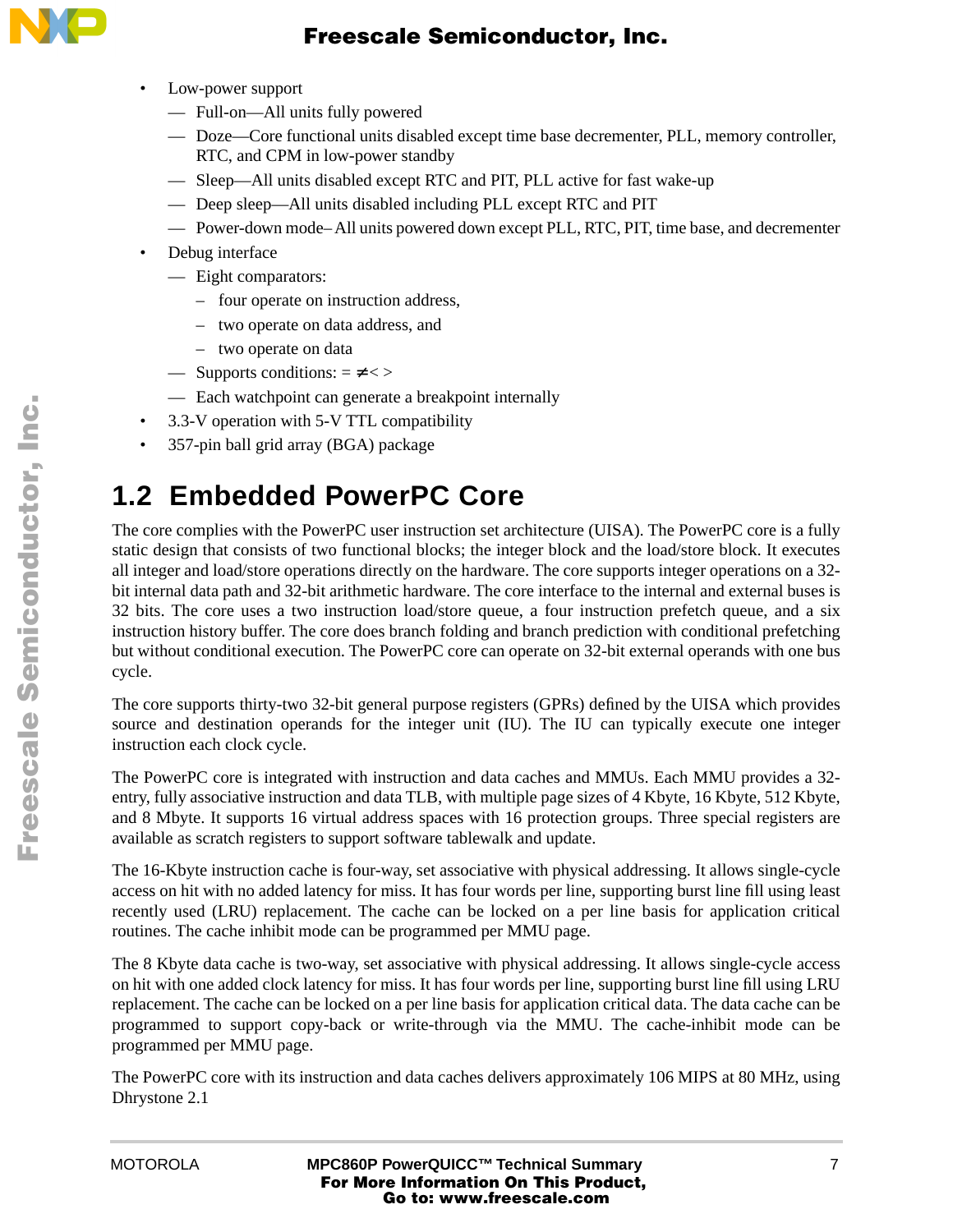- Low-power support
  - Full-on—All units fully powered
  - Doze—Core functional units disabled except time base decrementer, PLL, memory controller, RTC, and CPM in low-power standby
  - Sleep—All units disabled except RTC and PIT, PLL active for fast wake-up
  - Deep sleep—All units disabled including PLL except RTC and PIT
  - Power-down mode– All units powered down except PLL, RTC, PIT, time base, and decrementer
- Debug interface
  - Eight comparators:
    - four operate on instruction address,
    - two operate on data address, and
    - two operate on data
  - Supports conditions: = ≠ < >
  - Each watchpoint can generate a breakpoint internally
- 3.3-V operation with 5-V TTL compatibility
- 357-pin ball grid array (BGA) package

## 1.2 Embedded PowerPC Core

The core complies with the PowerPC user instruction set architecture (UISA). The PowerPC core is a fully static design that consists of two functional blocks; the integer block and the load/store block. It executes all integer and load/store operations directly on the hardware. The core supports integer operations on a 32-bit internal data path and 32-bit arithmetic hardware. The core interface to the internal and external buses is 32 bits. The core uses a two instruction load/store queue, a four instruction prefetch queue, and a six instruction history buffer. The core does branch folding and branch prediction with conditional prefetching but without conditional execution. The PowerPC core can operate on 32-bit external operands with one bus cycle.

The core supports thirty-two 32-bit general purpose registers (GPRs) defined by the UISA which provides source and destination operands for the integer unit (IU). The IU can typically execute one integer instruction each clock cycle.

The PowerPC core is integrated with instruction and data caches and MMUs. Each MMU provides a 32-entry, fully associative instruction and data TLB, with multiple page sizes of 4 Kbyte, 16 Kbyte, 512 Kbyte, and 8 Mbyte. It supports 16 virtual address spaces with 16 protection groups. Three special registers are available as scratch registers to support software tablewalk and update.

The 16-Kbyte instruction cache is four-way, set associative with physical addressing. It allows single-cycle access on hit with no added latency for miss. It has four words per line, supporting burst line fill using least recently used (LRU) replacement. The cache can be locked on a per line basis for application critical routines. The cache inhibit mode can be programmed per MMU page.

The 8 Kbyte data cache is two-way, set associative with physical addressing. It allows single-cycle access on hit with one added clock latency for miss. It has four words per line, supporting burst line fill using LRU replacement. The cache can be locked on a per line basis for application critical data. The data cache can be programmed to support copy-back or write-through via the MMU. The cache-inhibit mode can be programmed per MMU page.

The PowerPC core with its instruction and data caches delivers approximately 106 MIPS at 80 MHz, using Dhrystone 2.1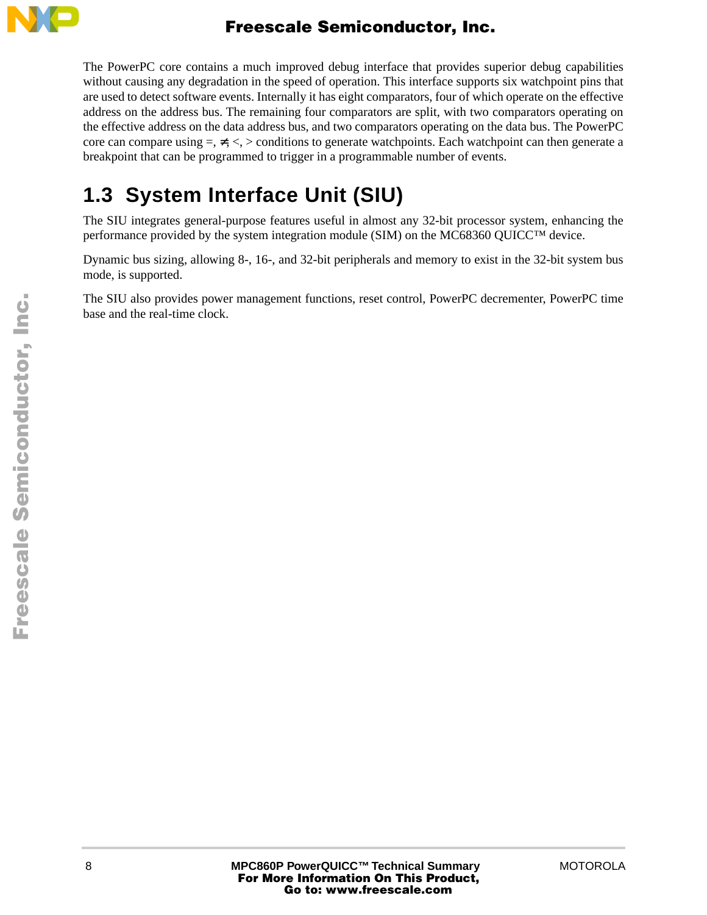The PowerPC core contains a much improved debug interface that provides superior debug capabilities without causing any degradation in the speed of operation. This interface supports six watchpoint pins that are used to detect software events. Internally it has eight comparators, four of which operate on the effective address on the address bus. The remaining four comparators are split, with two comparators operating on the effective address on the data address bus, and two comparators operating on the data bus. The PowerPC core can compare using =, ≠, <, > conditions to generate watchpoints. Each watchpoint can then generate a breakpoint that can be programmed to trigger in a programmable number of events.

## 1.3 System Interface Unit (SIU)

The SIU integrates general-purpose features useful in almost any 32-bit processor system, enhancing the performance provided by the system integration module (SIM) on the MC68360 QUICC™ device.

Dynamic bus sizing, allowing 8-, 16-, and 32-bit peripherals and memory to exist in the 32-bit system bus mode, is supported.

The SIU also provides power management functions, reset control, PowerPC decrementer, PowerPC time base and the real-time clock.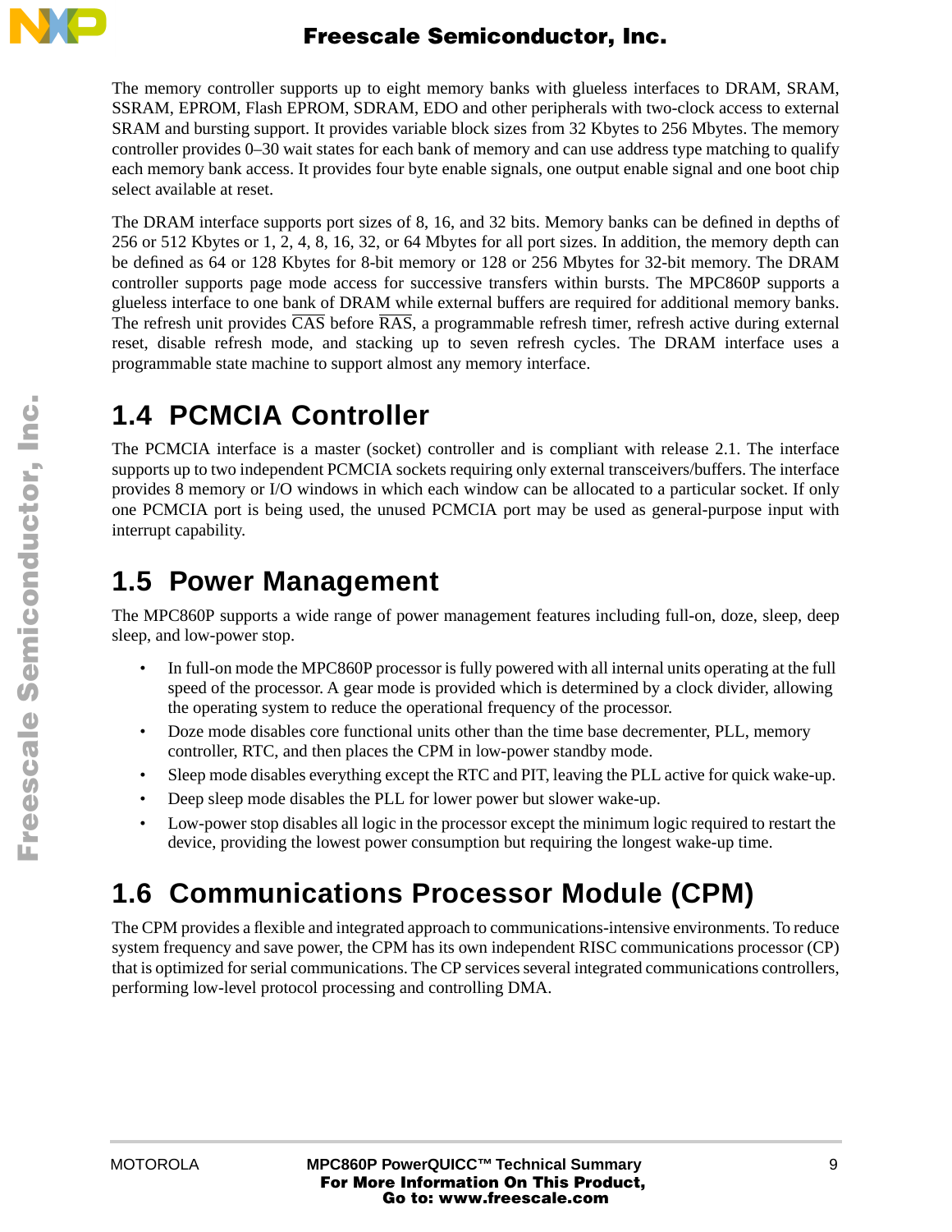The memory controller supports up to eight memory banks with glueless interfaces to DRAM, SRAM, SSRAM, EPROM, Flash EPROM, SDRAM, EDO and other peripherals with two-clock access to external SRAM and bursting support. It provides variable block sizes from 32 Kbytes to 256 Mbytes. The memory controller provides 0–30 wait states for each bank of memory and can use address type matching to qualify each memory bank access. It provides four byte enable signals, one output enable signal and one boot chip select available at reset.

The DRAM interface supports port sizes of 8, 16, and 32 bits. Memory banks can be defined in depths of 256 or 512 Kbytes or 1, 2, 4, 8, 16, 32, or 64 Mbytes for all port sizes. In addition, the memory depth can be defined as 64 or 128 Kbytes for 8-bit memory or 128 or 256 Mbytes for 32-bit memory. The DRAM controller supports page mode access for successive transfers within bursts. The MPC860P supports a glueless interface to one bank of DRAM while external buffers are required for additional memory banks. The refresh unit provides $\overline{\text{CAS}}$ before $\overline{\text{RAS}}$, a programmable refresh timer, refresh active during external reset, disable refresh mode, and stacking up to seven refresh cycles. The DRAM interface uses a programmable state machine to support almost any memory interface.

## 1.4 PCMCIA Controller

The PCMCIA interface is a master (socket) controller and is compliant with release 2.1. The interface supports up to two independent PCMCIA sockets requiring only external transceivers/buffers. The interface provides 8 memory or I/O windows in which each window can be allocated to a particular socket. If only one PCMCIA port is being used, the unused PCMCIA port may be used as general-purpose input with interrupt capability.

## 1.5 Power Management

The MPC860P supports a wide range of power management features including full-on, doze, sleep, deep sleep, and low-power stop.

- In full-on mode the MPC860P processor is fully powered with all internal units operating at the full speed of the processor. A gear mode is provided which is determined by a clock divider, allowing the operating system to reduce the operational frequency of the processor.
- Doze mode disables core functional units other than the time base decrementer, PLL, memory controller, RTC, and then places the CPM in low-power standby mode.
- Sleep mode disables everything except the RTC and PIT, leaving the PLL active for quick wake-up.
- Deep sleep mode disables the PLL for lower power but slower wake-up.
- Low-power stop disables all logic in the processor except the minimum logic required to restart the device, providing the lowest power consumption but requiring the longest wake-up time.

## 1.6 Communications Processor Module (CPM)

The CPM provides a flexible and integrated approach to communications-intensive environments. To reduce system frequency and save power, the CPM has its own independent RISC communications processor (CP) that is optimized for serial communications. The CP services several integrated communications controllers, performing low-level protocol processing and controlling DMA.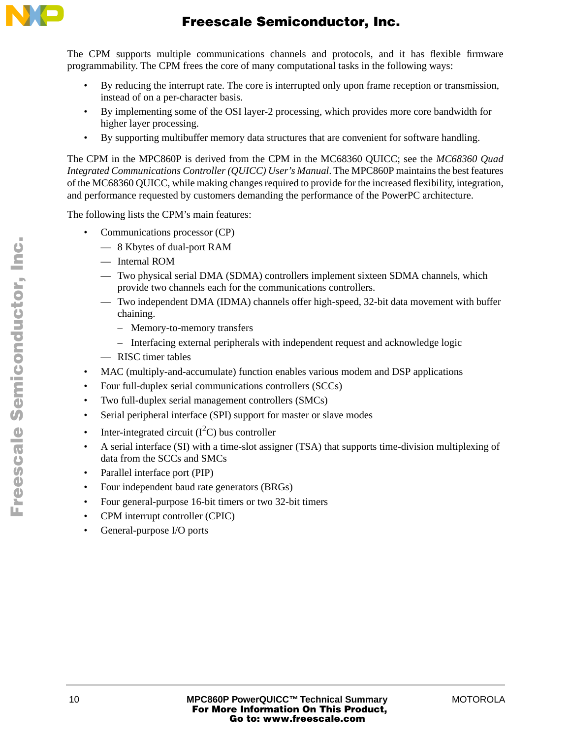The CPM supports multiple communications channels and protocols, and it has flexible firmware programmability. The CPM frees the core of many computational tasks in the following ways:

- By reducing the interrupt rate. The core is interrupted only upon frame reception or transmission, instead of on a per-character basis.
- By implementing some of the OSI layer-2 processing, which provides more core bandwidth for higher layer processing.
- By supporting multibuffer memory data structures that are convenient for software handling.

The CPM in the MPC860P is derived from the CPM in the MC68360 QUICC; see the *MC68360 Quad Integrated Communications Controller (QUICC) User's Manual*. The MPC860P maintains the best features of the MC68360 QUICC, while making changes required to provide for the increased flexibility, integration, and performance requested by customers demanding the performance of the PowerPC architecture.

The following lists the CPM's main features:

- Communications processor (CP)
  - 8 Kbytes of dual-port RAM
  - Internal ROM
  - Two physical serial DMA (SDMA) controllers implement sixteen SDMA channels, which provide two channels each for the communications controllers.
  - Two independent DMA (IDMA) channels offer high-speed, 32-bit data movement with buffer chaining.
    - Memory-to-memory transfers
    - Interfacing external peripherals with independent request and acknowledge logic
  - RISC timer tables
- MAC (multiply-and-accumulate) function enables various modem and DSP applications
- Four full-duplex serial communications controllers (SCCs)
- Two full-duplex serial management controllers (SMCs)
- Serial peripheral interface (SPI) support for master or slave modes
- Inter-integrated circuit ($I^2C$) bus controller
- A serial interface (SI) with a time-slot assigner (TSA) that supports time-division multiplexing of data from the SCCs and SMCs
- Parallel interface port (PIP)
- Four independent baud rate generators (BRGs)
- Four general-purpose 16-bit timers or two 32-bit timers
- CPM interrupt controller (CPIC)
- General-purpose I/O ports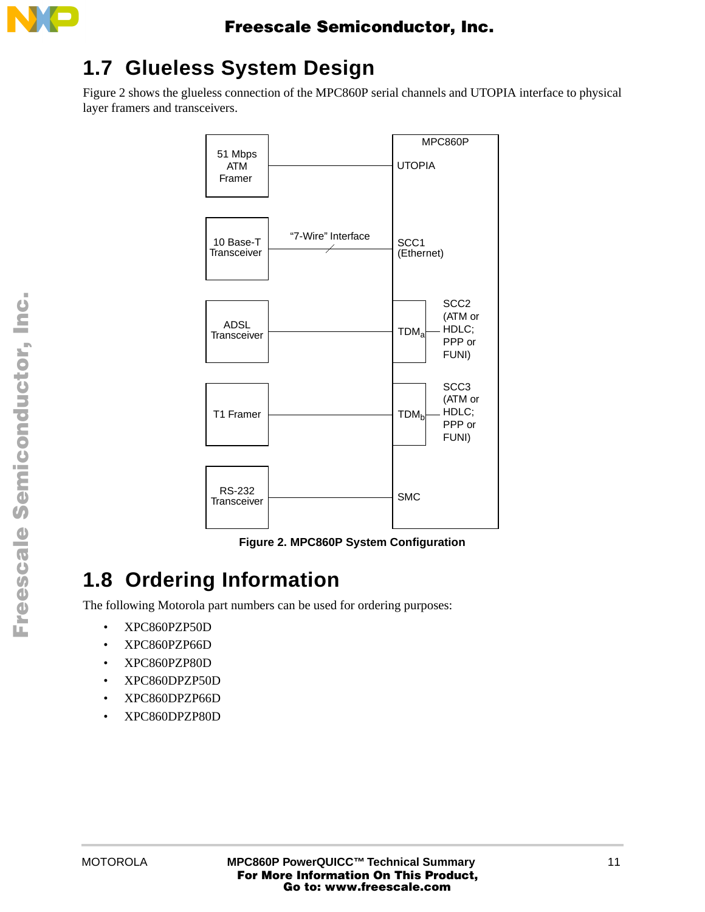## 1.7 Glueless System Design

Figure 2 shows the glueless connection of the MPC860P serial channels and UTOPIA interface to physical layer framers and transceivers.

Figure 2. MPC860P System Configuration

## 1.8 Ordering Information

The following Motorola part numbers can be used for ordering purposes:

- XPC860PZP50D
- XPC860PZP66D
- XPC860PZP80D
- XPC860DPZP50D
- XPC860DPZP66D
- XPC860DPZP80D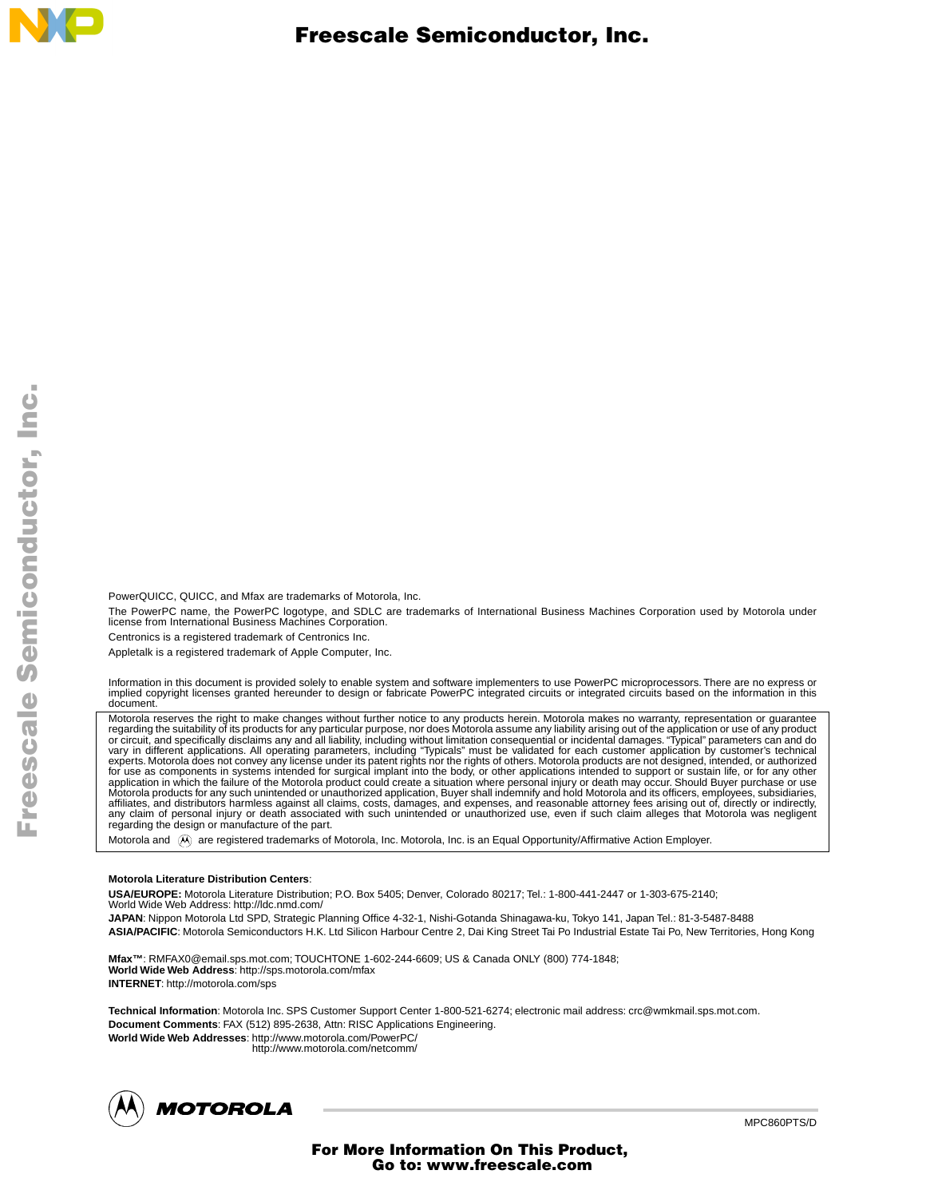PowerQUICC, QUICC, and Mfax are trademarks of Motorola, Inc.

The PowerPC name, the PowerPC logotype, and SDLC are trademarks of International Business Machines Corporation used by Motorola under license from International Business Machines Corporation.

Centronics is a registered trademark of Centronics Inc.

Appletalk is a registered trademark of Apple Computer, Inc.

Information in this document is provided solely to enable system and software implementers to use PowerPC microprocessors. There are no express or implied copyright licenses granted hereunder to design or fabricate PowerPC integrated circuits or integrated circuits based on the information in this document.

Motorola reserves the right to make changes without further notice to any products herein. Motorola makes no warranty, representation or guarantee regarding the suitability of its products for any particular purpose, nor does Motorola assume any liability arising out of the application or use of any product or circuit, and specifically disclaims any and all liability, including without limitation consequential or incidental damages. "Typical" parameters can and do vary in different applications. All operating parameters, including "Typicals" must be validated for each customer application by customer's technical experts. Motorola does not convey any license under its patent rights nor the rights of others. Motorola products are not designed, intended, or authorized for use as components in systems intended for surgical implant into the body, or other applications intended to support or sustain life, or for any other application in which the failure of the Motorola product could create a situation where personal injury or death may occur. Should Buyer purchase or use Motorola products for any such unintended or unauthorized application, Buyer shall indemnify and hold Motorola and its officers, employees, subsidiaries, affiliates, and distributors harmless against all claims, costs, damages, and expenses, and reasonable attorney fees arising out of, directly or indirectly, any claim of personal injury or death associated with such unintended or unauthorized use, even if such claim alleges that Motorola was negligent regarding the design or manufacture of the part.

Motorola and Ⓜ are registered trademarks of Motorola, Inc. Motorola, Inc. is an Equal Opportunity/Affirmative Action Employer.

**Motorola Literature Distribution Centers**:

**USA/EUROPE:** Motorola Literature Distribution; P.O. Box 5405; Denver, Colorado 80217; Tel.: 1-800-441-2447 or 1-303-675-2140;
World Wide Web Address: http://ldc.nmd.com/

**JAPAN**: Nippon Motorola Ltd SPD, Strategic Planning Office 4-32-1, Nishi-Gotanda Shinagawa-ku, Tokyo 141, Japan Tel.: 81-3-5487-8488

**ASIA/PACIFIC**: Motorola Semiconductors H.K. Ltd Silicon Harbour Centre 2, Dai King Street Tai Po Industrial Estate Tai Po, New Territories, Hong Kong

**Mfax™**: RMFAX0@email.sps.mot.com; TOUCHTONE 1-602-244-6609; US & Canada ONLY (800) 774-1848;
**World Wide Web Address**: http://sps.motorola.com/mfax
**INTERNET**: http://motorola.com/sps

**Technical Information**: Motorola Inc. SPS Customer Support Center 1-800-521-6274; electronic mail address: crc@wmkmail.sps.mot.com.
**Document Comments**: FAX (512) 895-2638, Attn: RISC Applications Engineering.
**World Wide Web Addresses**: http://www.motorola.com/PowerPC/
http://www.motorola.com/netcomm/

**MOTOROLA**

MPC860PTS/D

**For More Information On This Product,
Go to: www.freescale.com**